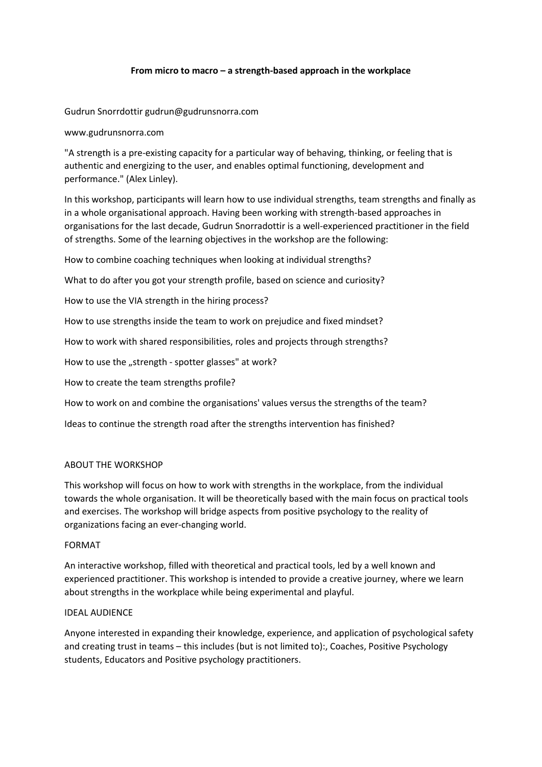# From micro to macro – a strength-based approach in the workplace

Gudrun Snorrdottir gudrun@gudrunsnorra.com

www.gudrunsnorra.com

"A strength is a pre-existing capacity for a particular way of behaving, thinking, or feeling that is authentic and energizing to the user, and enables optimal functioning, development and performance." (Alex Linley).

In this workshop, participants will learn how to use individual strengths, team strengths and finally as in a whole organisational approach. Having been working with strength-based approaches in organisations for the last decade, Gudrun Snorradottir is a well-experienced practitioner in the field of strengths. Some of the learning objectives in the workshop are the following:

How to combine coaching techniques when looking at individual strengths?

What to do after you got your strength profile, based on science and curiosity?

How to use the VIA strength in the hiring process?

How to use strengths inside the team to work on prejudice and fixed mindset?

How to work with shared responsibilities, roles and projects through strengths?

How to use the „strength - spotter glasses" at work?

How to create the team strengths profile?

How to work on and combine the organisations' values versus the strengths of the team?

Ideas to continue the strength road after the strengths intervention has finished?

## ABOUT THE WORKSHOP

This workshop will focus on how to work with strengths in the workplace, from the individual towards the whole organisation. It will be theoretically based with the main focus on practical tools and exercises. The workshop will bridge aspects from positive psychology to the reality of organizations facing an ever-changing world.

## FORMAT

An interactive workshop, filled with theoretical and practical tools, led by a well known and experienced practitioner. This workshop is intended to provide a creative journey, where we learn about strengths in the workplace while being experimental and playful.

## IDEAL AUDIENCE

Anyone interested in expanding their knowledge, experience, and application of psychological safety and creating trust in teams – this includes (but is not limited to):, Coaches, Positive Psychology students, Educators and Positive psychology practitioners.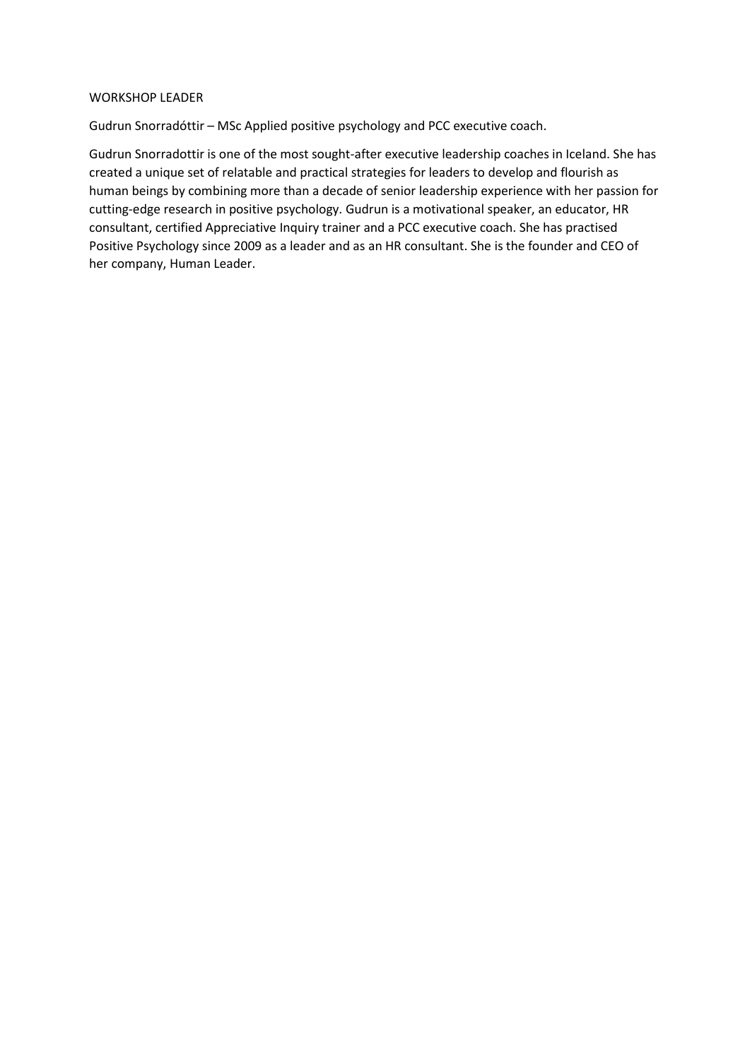WORKSHOP LEADER

Gudrun Snorradóttir – MSc Applied positive psychology and PCC executive coach.

Gudrun Snorradottir is one of the most sought-after executive leadership coaches in Iceland. She has created a unique set of relatable and practical strategies for leaders to develop and flourish as human beings by combining more than a decade of senior leadership experience with her passion for cutting-edge research in positive psychology. Gudrun is a motivational speaker, an educator, HR consultant, certified Appreciative Inquiry trainer and a PCC executive coach. She has practised Positive Psychology since 2009 as a leader and as an HR consultant. She is the founder and CEO of her company, Human Leader.